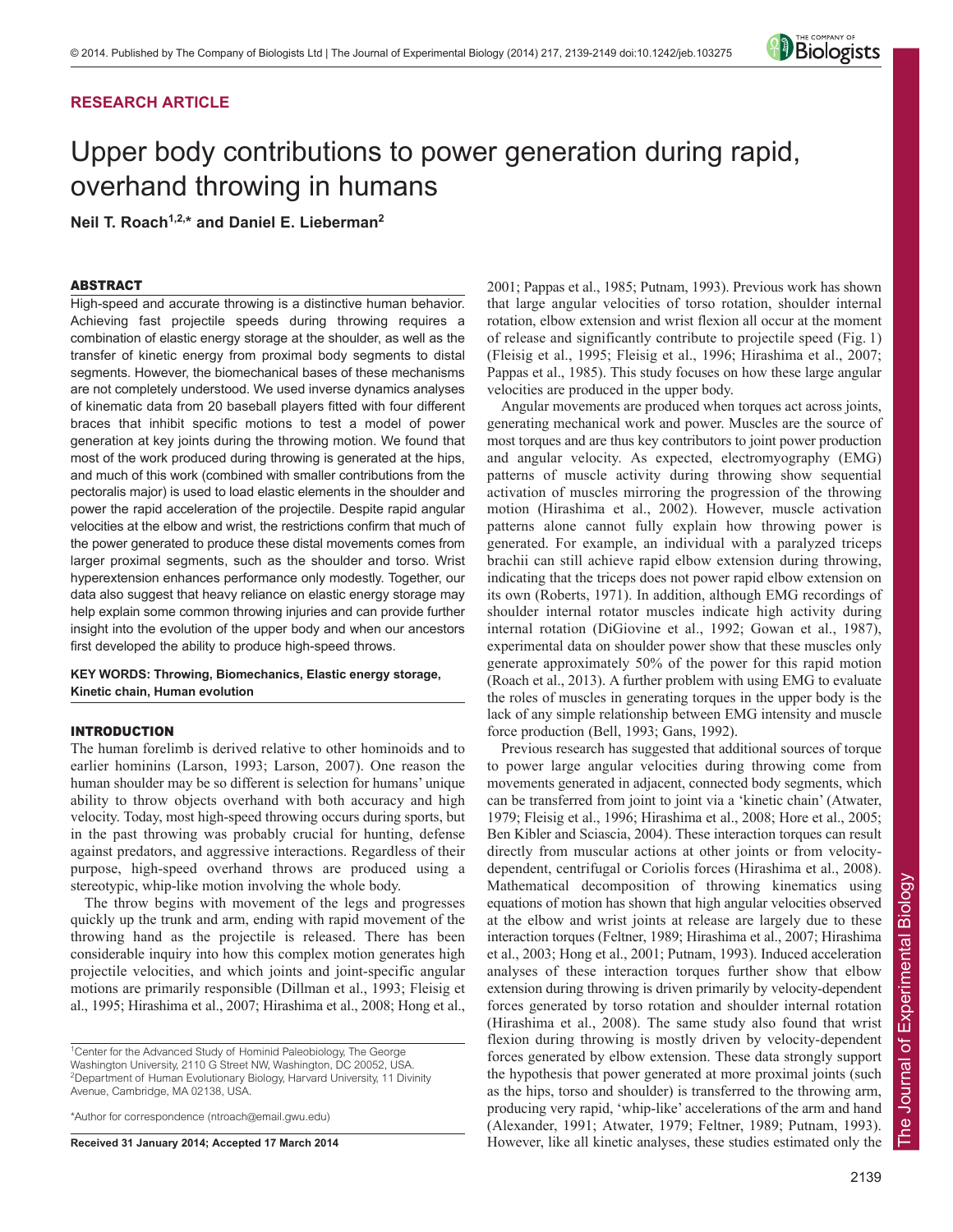RESEARCH ARTICLE

# Upper body contributions to power generation during rapid, overhand throwing in humans

**Neil T. Roach[1,2,*] and Daniel E. Lieberman[2]**

## ABSTRACT

High-speed and accurate throwing is a distinctive human behavior. Achieving fast projectile speeds during throwing requires a combination of elastic energy storage at the shoulder, as well as the transfer of kinetic energy from proximal body segments to distal segments. However, the biomechanical bases of these mechanisms are not completely understood. We used inverse dynamics analyses of kinematic data from 20 baseball players fitted with four different braces that inhibit specific motions to test a model of power generation at key joints during the throwing motion. We found that most of the work produced during throwing is generated at the hips, and much of this work (combined with smaller contributions from the pectoralis major) is used to load elastic elements in the shoulder and power the rapid acceleration of the projectile. Despite rapid angular velocities at the elbow and wrist, the restrictions confirm that much of the power generated to produce these distal movements comes from larger proximal segments, such as the shoulder and torso. Wrist hyperextension enhances performance only modestly. Together, our data also suggest that heavy reliance on elastic energy storage may help explain some common throwing injuries and can provide further insight into the evolution of the upper body and when our ancestors first developed the ability to produce high-speed throws.

**KEY WORDS: Throwing, Biomechanics, Elastic energy storage, Kinetic chain, Human evolution**

## INTRODUCTION

The human forelimb is derived relative to other hominoids and to earlier hominins (Larson, 1993; Larson, 2007). One reason the human shoulder may be so different is selection for humans' unique ability to throw objects overhand with both accuracy and high velocity. Today, most high-speed throwing occurs during sports, but in the past throwing was probably crucial for hunting, defense against predators, and aggressive interactions. Regardless of their purpose, high-speed overhand throws are produced using a stereotypic, whip-like motion involving the whole body.

The throw begins with movement of the legs and progresses quickly up the trunk and arm, ending with rapid movement of the throwing hand as the projectile is released. There has been considerable inquiry into how this complex motion generates high projectile velocities, and which joints and joint-specific angular motions are primarily responsible (Dillman et al., 1993; Fleisig et al., 1995; Hirashima et al., 2007; Hirashima et al., 2008; Hong et al., 2001; Pappas et al., 1985; Putnam, 1993). Previous work has shown that large angular velocities of torso rotation, shoulder internal rotation, elbow extension and wrist flexion all occur at the moment of release and significantly contribute to projectile speed (Fig. 1) (Fleisig et al., 1995; Fleisig et al., 1996; Hirashima et al., 2007; Pappas et al., 1985). This study focuses on how these large angular velocities are produced in the upper body.

Angular movements are produced when torques act across joints, generating mechanical work and power. Muscles are the source of most torques and are thus key contributors to joint power production and angular velocity. As expected, electromyography (EMG) patterns of muscle activity during throwing show sequential activation of muscles mirroring the progression of the throwing motion (Hirashima et al., 2002). However, muscle activation patterns alone cannot fully explain how throwing power is generated. For example, an individual with a paralyzed triceps brachii can still achieve rapid elbow extension during throwing, indicating that the triceps does not power rapid elbow extension on its own (Roberts, 1971). In addition, although EMG recordings of shoulder internal rotator muscles indicate high activity during internal rotation (DiGiovine et al., 1992; Gowan et al., 1987), experimental data on shoulder power show that these muscles only generate approximately 50% of the power for this rapid motion (Roach et al., 2013). A further problem with using EMG to evaluate the roles of muscles in generating torques in the upper body is the lack of any simple relationship between EMG intensity and muscle force production (Bell, 1993; Gans, 1992).

Previous research has suggested that additional sources of torque to power large angular velocities during throwing come from movements generated in adjacent, connected body segments, which can be transferred from joint to joint via a 'kinetic chain' (Atwater, 1979; Fleisig et al., 1996; Hirashima et al., 2008; Hore et al., 2005; Ben Kibler and Sciascia, 2004). These interaction torques can result directly from muscular actions at other joints or from velocity-dependent, centrifugal or Coriolis forces (Hirashima et al., 2008). Mathematical decomposition of throwing kinematics using equations of motion has shown that high angular velocities observed at the elbow and wrist joints at release are largely due to these interaction torques (Feltner, 1989; Hirashima et al., 2007; Hirashima et al., 2003; Hong et al., 2001; Putnam, 1993). Induced acceleration analyses of these interaction torques further show that elbow extension during throwing is driven primarily by velocity-dependent forces generated by torso rotation and shoulder internal rotation (Hirashima et al., 2008). The same study also found that wrist flexion during throwing is mostly driven by velocity-dependent forces generated by elbow extension. These data strongly support the hypothesis that power generated at more proximal joints (such as the hips, torso and shoulder) is transferred to the throwing arm, producing very rapid, 'whip-like' accelerations of the arm and hand (Alexander, 1991; Atwater, 1979; Feltner, 1989; Putnam, 1993). However, like all kinetic analyses, these studies estimated only the

[1]Center for the Advanced Study of Hominid Paleobiology, The George Washington University, 2110 G Street NW, Washington, DC 20052, USA. [2]Department of Human Evolutionary Biology, Harvard University, 11 Divinity Avenue, Cambridge, MA 02138, USA.

*Author for correspondence (ntroach@email.gwu.edu)

**Received 31 January 2014; Accepted 17 March 2014**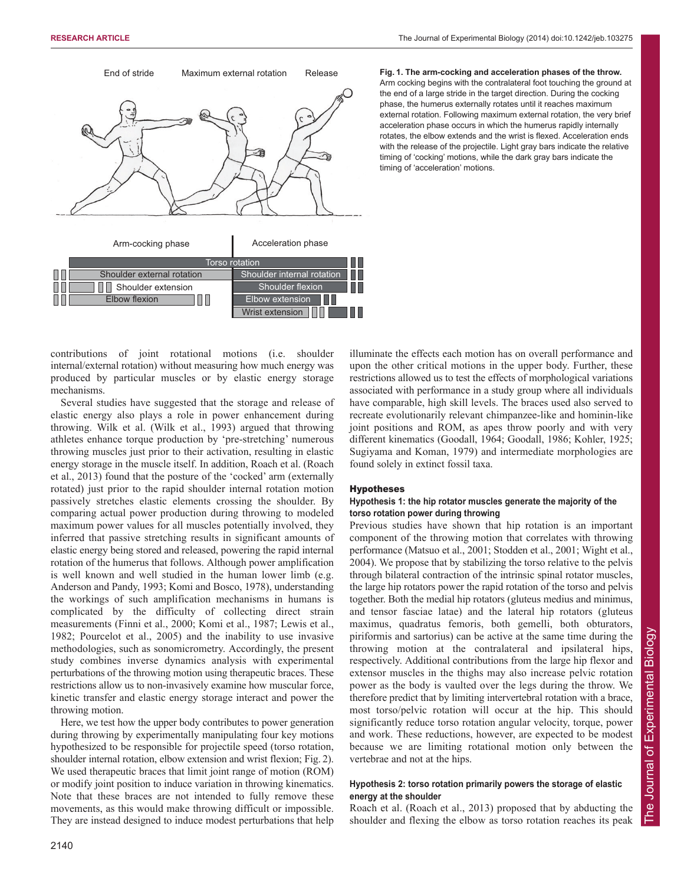**Fig. 1. The arm-cocking and acceleration phases of the throw.** Arm cocking begins with the contralateral foot touching the ground at the end of a large stride in the target direction. During the cocking phase, the humerus externally rotates until it reaches maximum external rotation. Following maximum external rotation, the very brief acceleration phase occurs in which the humerus rapidly internally rotates, the elbow extends and the wrist is flexed. Acceleration ends with the release of the projectile. Light gray bars indicate the relative timing of 'cocking' motions, while the dark gray bars indicate the timing of 'acceleration' motions.

contributions of joint rotational motions (i.e. shoulder internal/external rotation) without measuring how much energy was produced by particular muscles or by elastic energy storage mechanisms.

Several studies have suggested that the storage and release of elastic energy also plays a role in power enhancement during throwing. Wilk et al. (Wilk et al., 1993) argued that throwing athletes enhance torque production by 'pre-stretching' numerous throwing muscles just prior to their activation, resulting in elastic energy storage in the muscle itself. In addition, Roach et al. (Roach et al., 2013) found that the posture of the 'cocked' arm (externally rotated) just prior to the rapid shoulder internal rotation motion passively stretches elastic elements crossing the shoulder. By comparing actual power production during throwing to modeled maximum power values for all muscles potentially involved, they inferred that passive stretching results in significant amounts of elastic energy being stored and released, powering the rapid internal rotation of the humerus that follows. Although power amplification is well known and well studied in the human lower limb (e.g. Anderson and Pandy, 1993; Komi and Bosco, 1978), understanding the workings of such amplification mechanisms in humans is complicated by the difficulty of collecting direct strain measurements (Finni et al., 2000; Komi et al., 1987; Lewis et al., 1982; Pourcelot et al., 2005) and the inability to use invasive methodologies, such as sonomicrometry. Accordingly, the present study combines inverse dynamics analysis with experimental perturbations of the throwing motion using therapeutic braces. These restrictions allow us to non-invasively examine how muscular force, kinetic energy transfer and elastic energy storage interact and power the throwing motion.

Here, we test how the upper body contributes to power generation during throwing by experimentally manipulating four key motions hypothesized to be responsible for projectile speed (torso rotation, shoulder internal rotation, elbow extension and wrist flexion; Fig. 2). We used therapeutic braces that limit joint range of motion (ROM) or modify joint position to induce variation in throwing kinematics. Note that these braces are not intended to fully remove these movements, as this would make throwing difficult or impossible. They are instead designed to induce modest perturbations that help illuminate the effects each motion has on overall performance and upon the other critical motions in the upper body. Further, these restrictions allowed us to test the effects of morphological variations associated with performance in a study group where all individuals have comparable, high skill levels. The braces used also served to recreate evolutionarily relevant chimpanzee-like and hominin-like joint positions and ROM, as apes throw poorly and with very different kinematics (Goodall, 1964; Goodall, 1986; Kohler, 1925; Sugiyama and Koman, 1979) and intermediate morphologies are found solely in extinct fossil taxa.

## Hypotheses

### Hypothesis 1: the hip rotator muscles generate the majority of the torso rotation power during throwing

Previous studies have shown that hip rotation is an important component of the throwing motion that correlates with throwing performance (Matsuo et al., 2001; Stodden et al., 2001; Wight et al., 2004). We propose that by stabilizing the torso relative to the pelvis through bilateral contraction of the intrinsic spinal rotator muscles, the large hip rotators power the rapid rotation of the torso and pelvis together. Both the medial hip rotators (gluteus medius and minimus, and tensor fasciae latae) and the lateral hip rotators (gluteus maximus, quadratus femoris, both gemelli, both obturators, piriformis and sartorius) can be active at the same time during the throwing motion at the contralateral and ipsilateral hips, respectively. Additional contributions from the large hip flexor and extensor muscles in the thighs may also increase pelvic rotation power as the body is vaulted over the legs during the throw. We therefore predict that by limiting intervertebral rotation with a brace, most torso/pelvic rotation will occur at the hip. This should significantly reduce torso rotation angular velocity, torque, power and work. These reductions, however, are expected to be modest because we are limiting rotational motion only between the vertebrae and not at the hips.

### Hypothesis 2: torso rotation primarily powers the storage of elastic energy at the shoulder

Roach et al. (Roach et al., 2013) proposed that by abducting the shoulder and flexing the elbow as torso rotation reaches its peak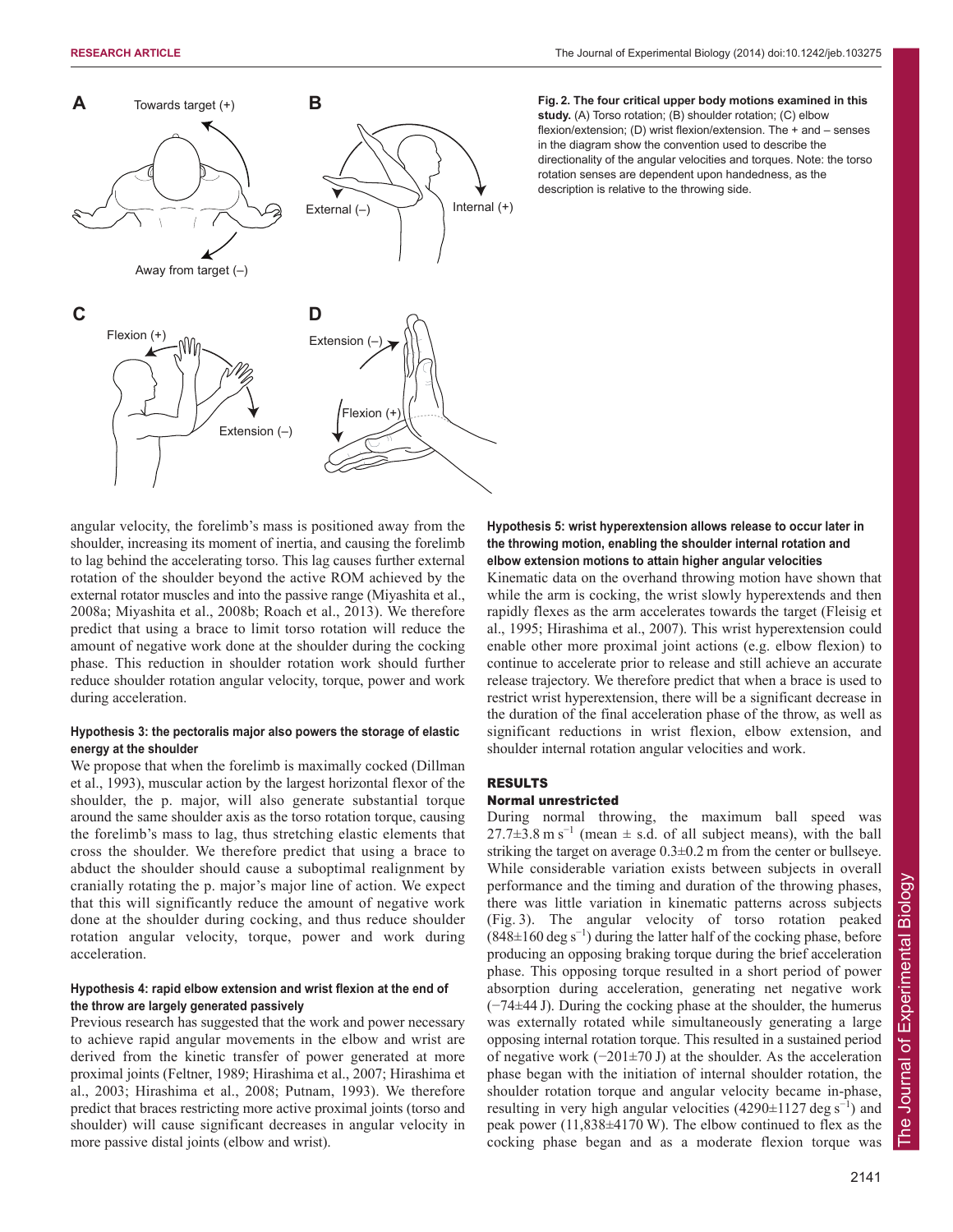Fig. 2. The four critical upper body motions examined in this study. (A) Torso rotation; (B) shoulder rotation; (C) elbow flexion/extension; (D) wrist flexion/extension. The + and – senses in the diagram show the convention used to describe the directionality of the angular velocities and torques. Note: the torso rotation senses are dependent upon handedness, as the description is relative to the throwing side.

angular velocity, the forelimb's mass is positioned away from the shoulder, increasing its moment of inertia, and causing the forelimb to lag behind the accelerating torso. This lag causes further external rotation of the shoulder beyond the active ROM achieved by the external rotator muscles and into the passive range (Miyashita et al., 2008a; Miyashita et al., 2008b; Roach et al., 2013). We therefore predict that using a brace to limit torso rotation will reduce the amount of negative work done at the shoulder during the cocking phase. This reduction in shoulder rotation work should further reduce shoulder rotation angular velocity, torque, power and work during acceleration.

#### Hypothesis 3: the pectoralis major also powers the storage of elastic energy at the shoulder

We propose that when the forelimb is maximally cocked (Dillman et al., 1993), muscular action by the largest horizontal flexor of the shoulder, the p. major, will also generate substantial torque around the same shoulder axis as the torso rotation torque, causing the forelimb's mass to lag, thus stretching elastic elements that cross the shoulder. We therefore predict that using a brace to abduct the shoulder should cause a suboptimal realignment by cranially rotating the p. major's major line of action. We expect that this will significantly reduce the amount of negative work done at the shoulder during cocking, and thus reduce shoulder rotation angular velocity, torque, power and work during acceleration.

#### Hypothesis 4: rapid elbow extension and wrist flexion at the end of the throw are largely generated passively

Previous research has suggested that the work and power necessary to achieve rapid angular movements in the elbow and wrist are derived from the kinetic transfer of power generated at more proximal joints (Feltner, 1989; Hirashima et al., 2007; Hirashima et al., 2003; Hirashima et al., 2008; Putnam, 1993). We therefore predict that braces restricting more active proximal joints (torso and shoulder) will cause significant decreases in angular velocity in more passive distal joints (elbow and wrist).

#### Hypothesis 5: wrist hyperextension allows release to occur later in the throwing motion, enabling the shoulder internal rotation and elbow extension motions to attain higher angular velocities

Kinematic data on the overhand throwing motion have shown that while the arm is cocking, the wrist slowly hyperextends and then rapidly flexes as the arm accelerates towards the target (Fleisig et al., 1995; Hirashima et al., 2007). This wrist hyperextension could enable other more proximal joint actions (e.g. elbow flexion) to continue to accelerate prior to release and still achieve an accurate release trajectory. We therefore predict that when a brace is used to restrict wrist hyperextension, there will be a significant decrease in the duration of the final acceleration phase of the throw, as well as significant reductions in wrist flexion, elbow extension, and shoulder internal rotation angular velocities and work.

## RESULTS

### Normal unrestricted

During normal throwing, the maximum ball speed was $27.7\pm3.8\ \mathrm{m\ s^{-1}}$ (mean ± s.d. of all subject means), with the ball striking the target on average $0.3\pm0.2$ m from the center or bullseye. While considerable variation exists between subjects in overall performance and the timing and duration of the throwing phases, there was little variation in kinematic patterns across subjects (Fig. 3). The angular velocity of torso rotation peaked ($848\pm160\ \mathrm{deg\ s^{-1}}$) during the latter half of the cocking phase, before producing an opposing braking torque during the brief acceleration phase. This opposing torque resulted in a short period of power absorption during acceleration, generating net negative work ($-74\pm44$ J). During the cocking phase at the shoulder, the humerus was externally rotated while simultaneously generating a large opposing internal rotation torque. This resulted in a sustained period of negative work ($-201\pm70$ J) at the shoulder. As the acceleration phase began with the initiation of internal shoulder rotation, the shoulder rotation torque and angular velocity became in-phase, resulting in very high angular velocities ($4290\pm1127\ \mathrm{deg\ s^{-1}}$) and peak power ($11{,}838\pm4170$ W). The elbow continued to flex as the cocking phase began and as a moderate flexion torque was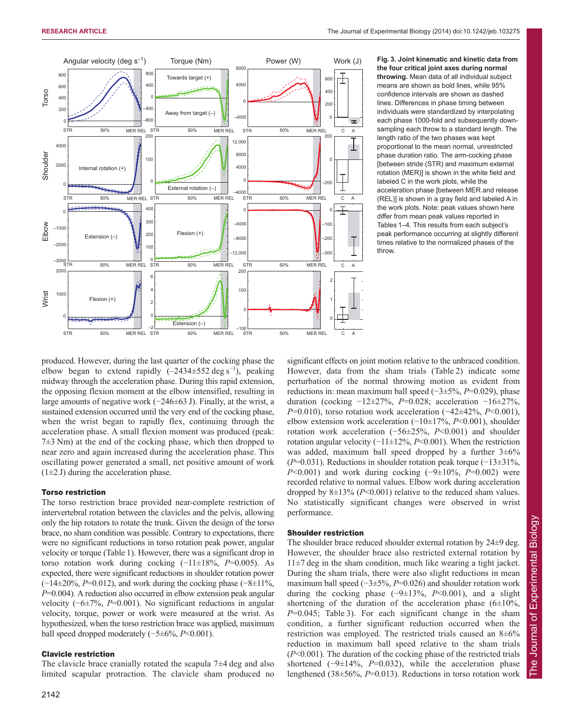**Fig. 3. Joint kinematic and kinetic data from the four critical joint axes during normal throwing.** Mean data of all individual subject means are shown as bold lines, while 95% confidence intervals are shown as dashed lines. Differences in phase timing between individuals were standardized by interpolating each phase 1000-fold and subsequently down-sampling each throw to a standard length. The length ratio of the two phases was kept proportional to the mean normal, unrestricted phase duration ratio. The arm-cocking phase [between stride (STR) and maximum external rotation (MER)] is shown in the white field and labeled C in the work plots, while the acceleration phase [between MER and release (REL)] is shown in a gray field and labeled A in the work plots. Note: peak values shown here differ from mean peak values reported in Tables 1–4. This results from each subject's peak performance occurring at slightly different times relative to the normalized phases of the throw.

produced. However, during the last quarter of the cocking phase the elbow began to extend rapidly (–2434±552 deg $s^{-1}$), peaking midway through the acceleration phase. During this rapid extension, the opposing flexion moment at the elbow intensified, resulting in large amounts of negative work (−246±63 J). Finally, at the wrist, a sustained extension occurred until the very end of the cocking phase, when the wrist began to rapidly flex, continuing through the acceleration phase. A small flexion moment was produced (peak: 7±3 Nm) at the end of the cocking phase, which then dropped to near zero and again increased during the acceleration phase. This oscillating power generated a small, net positive amount of work (1±2 J) during the acceleration phase.

### Torso restriction

The torso restriction brace provided near-complete restriction of intervertebral rotation between the clavicles and the pelvis, allowing only the hip rotators to rotate the trunk. Given the design of the torso brace, no sham condition was possible. Contrary to expectations, there were no significant reductions in torso rotation peak power, angular velocity or torque (Table 1). However, there was a significant drop in torso rotation work during cocking (−11±18%, $P$=0.005). As expected, there were significant reductions in shoulder rotation power (−14±20%, $P$=0.012), and work during the cocking phase (−8±11%, $P$=0.004). A reduction also occurred in elbow extension peak angular velocity (−6±7%, $P$=0.001). No significant reductions in angular velocity, torque, power or work were measured at the wrist. As hypothesized, when the torso restriction brace was applied, maximum ball speed dropped moderately (−5±6%, $P$<0.001).

### Clavicle restriction

The clavicle brace cranially rotated the scapula 7±4 deg and also limited scapular protraction. The clavicle sham produced no significant effects on joint motion relative to the unbraced condition. However, data from the sham trials (Table 2) indicate some perturbation of the normal throwing motion as evident from reductions in: mean maximum ball speed (−3±5%, $P$=0.029), phase duration (cocking −12±27%, $P$=0.028; acceleration −16±27%, $P$=0.010), torso rotation work acceleration (−42±42%, $P$<0.001), elbow extension work acceleration (−10±17%, $P$<0.001), shoulder rotation work acceleration (−56±25%, $P$<0.001) and shoulder rotation angular velocity (−11±12%, $P$<0.001). When the restriction was added, maximum ball speed dropped by a further 3±6% ($P$=0.031). Reductions in shoulder rotation peak torque (−13±31%, $P$<0.001) and work during cocking (−9±10%, $P$=0.002) were recorded relative to normal values. Elbow work during acceleration dropped by 8±13% ($P$<0.001) relative to the reduced sham values. No statistically significant changes were observed in wrist performance.

### Shoulder restriction

The shoulder brace reduced shoulder external rotation by 24±9 deg. However, the shoulder brace also restricted external rotation by 11±7 deg in the sham condition, much like wearing a tight jacket. During the sham trials, there were also slight reductions in mean maximum ball speed (−3±5%, $P$=0.026) and shoulder rotation work during the cocking phase (−9±13%, $P$<0.001), and a slight shortening of the duration of the acceleration phase (6±10%, $P$=0.045; Table 3). For each significant change in the sham condition, a further significant reduction occurred when the restriction was employed. The restricted trials caused an 8±6% reduction in maximum ball speed relative to the sham trials ($P$<0.001). The duration of the cocking phase of the restricted trials shortened (−9±14%, $P$=0.032), while the acceleration phase lengthened (38±56%, $P$=0.013). Reductions in torso rotation work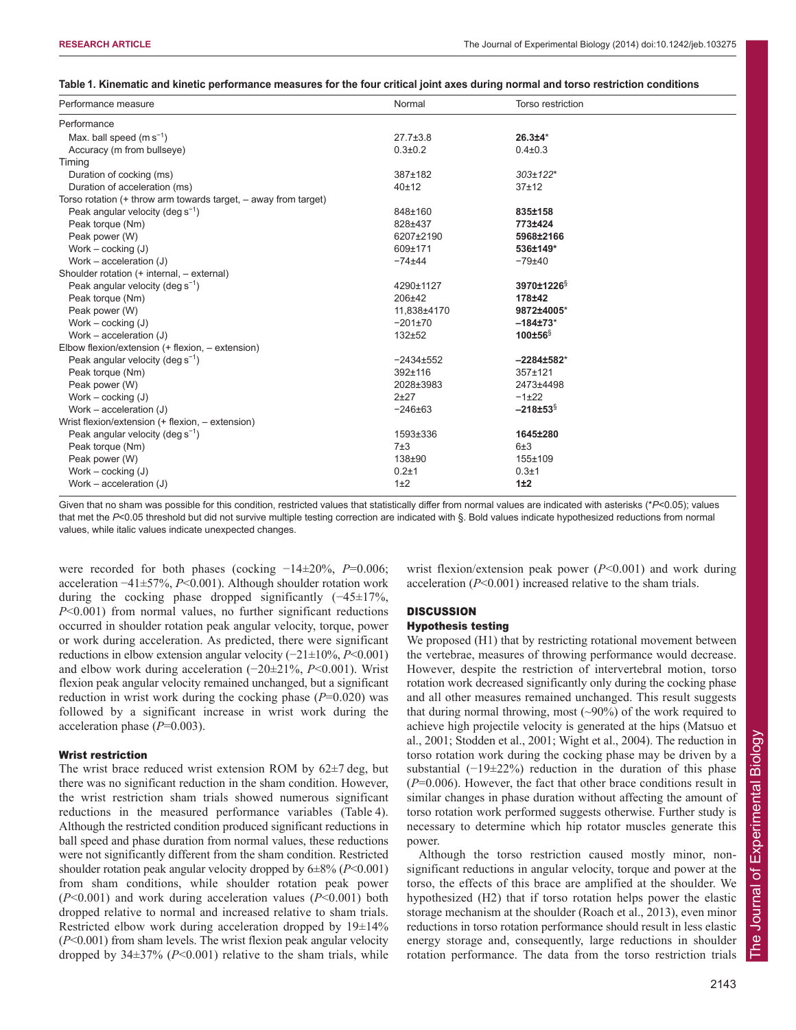**Table 1. Kinematic and kinetic performance measures for the four critical joint axes during normal and torso restriction conditions**

| Performance measure | Normal | Torso restriction |
|---|---|---|
| Performance | | |
| Max. ball speed ($m\,s^{-1}$) | 27.7±3.8 | **26.3±4*** |
| Accuracy (m from bullseye) | 0.3±0.2 | 0.4±0.3 |
| Timing | | |
| Duration of cocking (ms) | 387±182 | *303±122** |
| Duration of acceleration (ms) | 40±12 | 37±12 |
| Torso rotation (+ throw arm towards target, – away from target) | | |
| Peak angular velocity ($deg\,s^{-1}$) | 848±160 | **835±158** |
| Peak torque (Nm) | 828±437 | **773±424** |
| Peak power (W) | 6207±2190 | **5968±2166** |
| Work – cocking (J) | 609±171 | **536±149*** |
| Work – acceleration (J) | −74±44 | −79±40 |
| Shoulder rotation (+ internal, – external) | | |
| Peak angular velocity ($deg\,s^{-1}$) | 4290±1127 | **3970±1226§** |
| Peak torque (Nm) | 206±42 | **178±42** |
| Peak power (W) | 11,838±4170 | **9872±4005*** |
| Work – cocking (J) | −201±70 | **−184±73*** |
| Work – acceleration (J) | 132±52 | **100±56§** |
| Elbow flexion/extension (+ flexion, – extension) | | |
| Peak angular velocity ($deg\,s^{-1}$) | −2434±552 | **−2284±582*** |
| Peak torque (Nm) | 392±116 | 357±121 |
| Peak power (W) | 2028±3983 | 2473±4498 |
| Work – cocking (J) | 2±27 | −1±22 |
| Work – acceleration (J) | −246±63 | **−218±53§** |
| Wrist flexion/extension (+ flexion, – extension) | | |
| Peak angular velocity ($deg\,s^{-1}$) | 1593±336 | **1645±280** |
| Peak torque (Nm) | 7±3 | 6±3 |
| Peak power (W) | 138±90 | 155±109 |
| Work – cocking (J) | 0.2±1 | 0.3±1 |
| Work – acceleration (J) | 1±2 | **1±2** |

Given that no sham was possible for this condition, restricted values that statistically differ from normal values are indicated with asterisks (*$P<0.05$); values that met the $P<0.05$ threshold but did not survive multiple testing correction are indicated with §. Bold values indicate hypothesized reductions from normal values, while italic values indicate unexpected changes.

were recorded for both phases (cocking −14±20%, $P=0.006$; acceleration −41±57%, $P<0.001$). Although shoulder rotation work during the cocking phase dropped significantly (−45±17%, $P<0.001$) from normal values, no further significant reductions occurred in shoulder rotation peak angular velocity, torque, power or work during acceleration. As predicted, there were significant reductions in elbow extension angular velocity (−21±10%, $P<0.001$) and elbow work during acceleration (−20±21%, $P<0.001$). Wrist flexion peak angular velocity remained unchanged, but a significant reduction in wrist work during the cocking phase ($P=0.020$) was followed by a significant increase in wrist work during the acceleration phase ($P=0.003$).

### Wrist restriction

The wrist brace reduced wrist extension ROM by 62±7 deg, but there was no significant reduction in the sham condition. However, the wrist restriction sham trials showed numerous significant reductions in the measured performance variables (Table 4). Although the restricted condition produced significant reductions in ball speed and phase duration from normal values, these reductions were not significantly different from the sham condition. Restricted shoulder rotation peak angular velocity dropped by 6±8% ($P<0.001$) from sham conditions, while shoulder rotation peak power ($P<0.001$) and work during acceleration values ($P<0.001$) both dropped relative to normal and increased relative to sham trials. Restricted elbow work during acceleration dropped by 19±14% ($P<0.001$) from sham levels. The wrist flexion peak angular velocity dropped by 34±37% ($P<0.001$) relative to the sham trials, while wrist flexion/extension peak power ($P<0.001$) and work during acceleration ($P<0.001$) increased relative to the sham trials.

## DISCUSSION

### Hypothesis testing

We proposed (H1) that by restricting rotational movement between the vertebrae, measures of throwing performance would decrease. However, despite the restriction of intervertebral motion, torso rotation work decreased significantly only during the cocking phase and all other measures remained unchanged. This result suggests that during normal throwing, most (~90%) of the work required to achieve high projectile velocity is generated at the hips (Matsuo et al., 2001; Stodden et al., 2001; Wight et al., 2004). The reduction in torso rotation work during the cocking phase may be driven by a substantial (−19±22%) reduction in the duration of this phase ($P=0.006$). However, the fact that other brace conditions result in similar changes in phase duration without affecting the amount of torso rotation work performed suggests otherwise. Further study is necessary to determine which hip rotator muscles generate this power.

Although the torso restriction caused mostly minor, non-significant reductions in angular velocity, torque and power at the torso, the effects of this brace are amplified at the shoulder. We hypothesized (H2) that if torso rotation helps power the elastic storage mechanism at the shoulder (Roach et al., 2013), even minor reductions in torso rotation performance should result in less elastic energy storage and, consequently, large reductions in shoulder rotation performance. The data from the torso restriction trials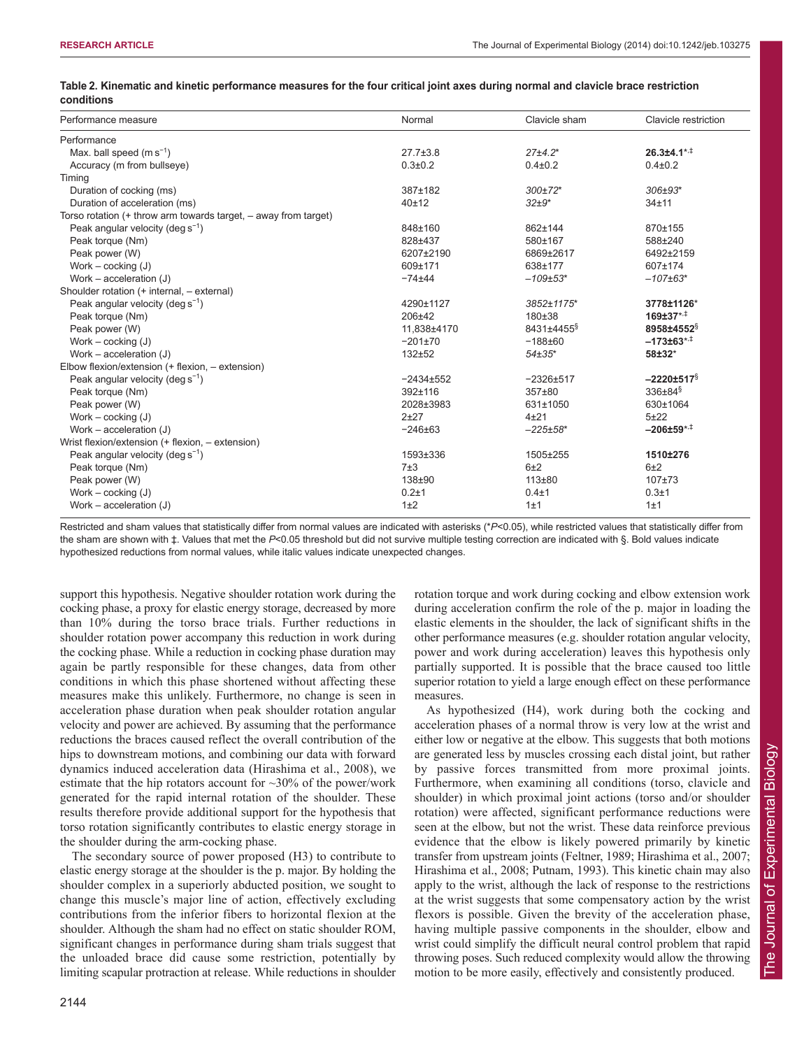**Table 2. Kinematic and kinetic performance measures for the four critical joint axes during normal and clavicle brace restriction conditions**

| Performance measure | Normal | Clavicle sham | Clavicle restriction |
|---|---|---|---|
| Performance | | | |
| Max. ball speed (m s$^{-1}$) | 27.7±3.8 | *27±4.2** | **26.3±4.1*,‡** |
| Accuracy (m from bullseye) | 0.3±0.2 | 0.4±0.2 | 0.4±0.2 |
| Timing | | | |
| Duration of cocking (ms) | 387±182 | *300±72** | *306±93** |
| Duration of acceleration (ms) | 40±12 | *32±9** | 34±11 |
| Torso rotation (+ throw arm towards target, – away from target) | | | |
| Peak angular velocity (deg s$^{-1}$) | 848±160 | 862±144 | 870±155 |
| Peak torque (Nm) | 828±437 | 580±167 | 588±240 |
| Peak power (W) | 6207±2190 | 6869±2617 | 6492±2159 |
| Work – cocking (J) | 609±171 | 638±177 | 607±174 |
| Work – acceleration (J) | −74±44 | *−109±53** | *−107±63** |
| Shoulder rotation (+ internal, – external) | | | |
| Peak angular velocity (deg s$^{-1}$) | 4290±1127 | *3852±1175** | **3778±1126*** |
| Peak torque (Nm) | 206±42 | 180±38 | **169±37*,‡** |
| Peak power (W) | 11,838±4170 | 8431±4455§ | **8958±4552§** |
| Work – cocking (J) | −201±70 | −188±60 | **−173±63*,‡** |
| Work – acceleration (J) | 132±52 | *54±35** | **58±32*** |
| Elbow flexion/extension (+ flexion, – extension) | | | |
| Peak angular velocity (deg s$^{-1}$) | −2434±552 | −2326±517 | **−2220±517§** |
| Peak torque (Nm) | 392±116 | 357±80 | 336±84§ |
| Peak power (W) | 2028±3983 | 631±1050 | 630±1064 |
| Work – cocking (J) | 2±27 | 4±21 | 5±22 |
| Work – acceleration (J) | −246±63 | *−225±58** | **−206±59*,‡** |
| Wrist flexion/extension (+ flexion, – extension) | | | |
| Peak angular velocity (deg s$^{-1}$) | 1593±336 | 1505±255 | **1510±276** |
| Peak torque (Nm) | 7±3 | 6±2 | 6±2 |
| Peak power (W) | 138±90 | 113±80 | 107±73 |
| Work – cocking (J) | 0.2±1 | 0.4±1 | 0.3±1 |
| Work – acceleration (J) | 1±2 | 1±1 | 1±1 |

Restricted and sham values that statistically differ from normal values are indicated with asterisks (*$P$<0.05), while restricted values that statistically differ from the sham are shown with ‡. Values that met the $P$<0.05 threshold but did not survive multiple testing correction are indicated with §. Bold values indicate hypothesized reductions from normal values, while italic values indicate unexpected changes.

support this hypothesis. Negative shoulder rotation work during the cocking phase, a proxy for elastic energy storage, decreased by more than 10% during the torso brace trials. Further reductions in shoulder rotation power accompany this reduction in work during the cocking phase. While a reduction in cocking phase duration may again be partly responsible for these changes, data from other conditions in which this phase shortened without affecting these measures make this unlikely. Furthermore, no change is seen in acceleration phase duration when peak shoulder rotation angular velocity and power are achieved. By assuming that the performance reductions the braces caused reflect the overall contribution of the hips to downstream motions, and combining our data with forward dynamics induced acceleration data (Hirashima et al., 2008), we estimate that the hip rotators account for ~30% of the power/work generated for the rapid internal rotation of the shoulder. These results therefore provide additional support for the hypothesis that torso rotation significantly contributes to elastic energy storage in the shoulder during the arm-cocking phase.

The secondary source of power proposed (H3) to contribute to elastic energy storage at the shoulder is the p. major. By holding the shoulder complex in a superiorly abducted position, we sought to change this muscle's major line of action, effectively excluding contributions from the inferior fibers to horizontal flexion at the shoulder. Although the sham had no effect on static shoulder ROM, significant changes in performance during sham trials suggest that the unloaded brace did cause some restriction, potentially by limiting scapular protraction at release. While reductions in shoulder rotation torque and work during cocking and elbow extension work during acceleration confirm the role of the p. major in loading the elastic elements in the shoulder, the lack of significant shifts in the other performance measures (e.g. shoulder rotation angular velocity, power and work during acceleration) leaves this hypothesis only partially supported. It is possible that the brace caused too little superior rotation to yield a large enough effect on these performance measures.

As hypothesized (H4), work during both the cocking and acceleration phases of a normal throw is very low at the wrist and either low or negative at the elbow. This suggests that both motions are generated less by muscles crossing each distal joint, but rather by passive forces transmitted from more proximal joints. Furthermore, when examining all conditions (torso, clavicle and shoulder) in which proximal joint actions (torso and/or shoulder rotation) were affected, significant performance reductions were seen at the elbow, but not the wrist. These data reinforce previous evidence that the elbow is likely powered primarily by kinetic transfer from upstream joints (Feltner, 1989; Hirashima et al., 2007; Hirashima et al., 2008; Putnam, 1993). This kinetic chain may also apply to the wrist, although the lack of response to the restrictions at the wrist suggests that some compensatory action by the wrist flexors is possible. Given the brevity of the acceleration phase, having multiple passive components in the shoulder, elbow and wrist could simplify the difficult neural control problem that rapid throwing poses. Such reduced complexity would allow the throwing motion to be more easily, effectively and consistently produced.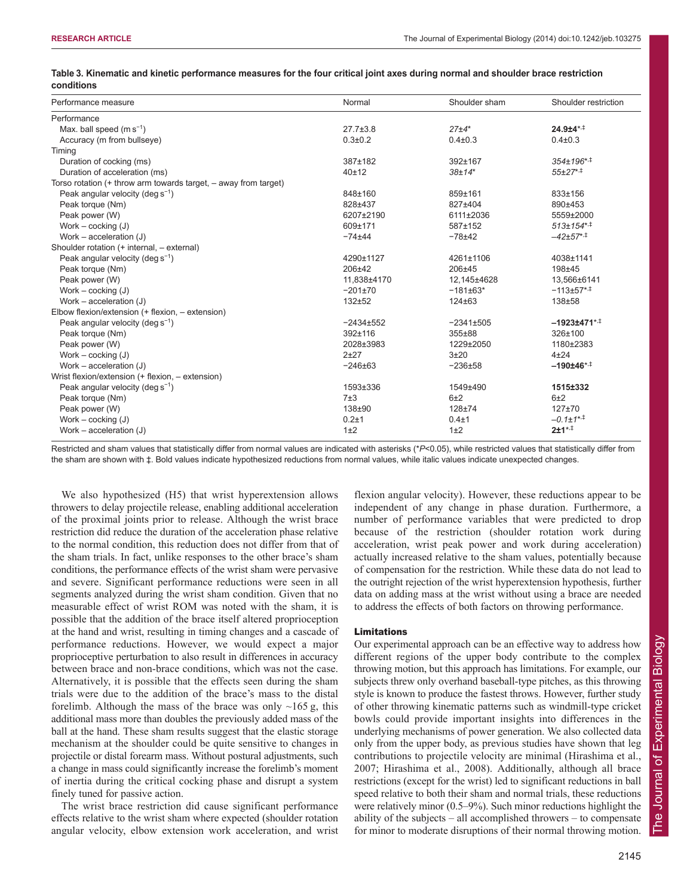**Table 3. Kinematic and kinetic performance measures for the four critical joint axes during normal and shoulder brace restriction conditions**

| Performance measure | Normal | Shoulder sham | Shoulder restriction |
|---|---|---|---|
| Performance | | | |
| Max. ball speed (m s$^{-1}$) | 27.7±3.8 | *27±4** | **24.9±4*,‡** |
| Accuracy (m from bullseye) | 0.3±0.2 | 0.4±0.3 | 0.4±0.3 |
| Timing | | | |
| Duration of cocking (ms) | 387±182 | 392±167 | *354±196*,‡* |
| Duration of acceleration (ms) | 40±12 | *38±14** | *55±27*,‡* |
| Torso rotation (+ throw arm towards target, – away from target) | | | |
| Peak angular velocity (deg s$^{-1}$) | 848±160 | 859±161 | 833±156 |
| Peak torque (Nm) | 828±437 | 827±404 | 890±453 |
| Peak power (W) | 6207±2190 | 6111±2036 | 5559±2000 |
| Work – cocking (J) | 609±171 | 587±152 | *513±154*,‡* |
| Work – acceleration (J) | −74±44 | −78±42 | *−42±57*,‡* |
| Shoulder rotation (+ internal, – external) | | | |
| Peak angular velocity (deg s$^{-1}$) | 4290±1127 | 4261±1106 | 4038±1141 |
| Peak torque (Nm) | 206±42 | 206±45 | 198±45 |
| Peak power (W) | 11,838±4170 | 12,145±4628 | 13,566±6141 |
| Work – cocking (J) | −201±70 | −181±63* | −113±57*,‡ |
| Work – acceleration (J) | 132±52 | 124±63 | 138±58 |
| Elbow flexion/extension (+ flexion, – extension) | | | |
| Peak angular velocity (deg s$^{-1}$) | −2434±552 | −2341±505 | **−1923±471*,‡** |
| Peak torque (Nm) | 392±116 | 355±88 | 326±100 |
| Peak power (W) | 2028±3983 | 1229±2050 | 1180±2383 |
| Work – cocking (J) | 2±27 | 3±20 | 4±24 |
| Work – acceleration (J) | −246±63 | −236±58 | **−190±46*,‡** |
| Wrist flexion/extension (+ flexion, – extension) | | | |
| Peak angular velocity (deg s$^{-1}$) | 1593±336 | 1549±490 | **1515±332** |
| Peak torque (Nm) | 7±3 | 6±2 | 6±2 |
| Peak power (W) | 138±90 | 128±74 | 127±70 |
| Work – cocking (J) | 0.2±1 | 0.4±1 | *−0.1±1*,‡* |
| Work – acceleration (J) | 1±2 | 1±2 | **2±1*,‡** |

Restricted and sham values that statistically differ from normal values are indicated with asterisks (*$P$<0.05), while restricted values that statistically differ from the sham are shown with ‡. Bold values indicate hypothesized reductions from normal values, while italic values indicate unexpected changes.

We also hypothesized (H5) that wrist hyperextension allows throwers to delay projectile release, enabling additional acceleration of the proximal joints prior to release. Although the wrist brace restriction did reduce the duration of the acceleration phase relative to the normal condition, this reduction does not differ from that of the sham trials. In fact, unlike responses to the other brace's sham conditions, the performance effects of the wrist sham were pervasive and severe. Significant performance reductions were seen in all segments analyzed during the wrist sham condition. Given that no measurable effect of wrist ROM was noted with the sham, it is possible that the addition of the brace itself altered proprioception at the hand and wrist, resulting in timing changes and a cascade of performance reductions. However, we would expect a major proprioceptive perturbation to also result in differences in accuracy between brace and non-brace conditions, which was not the case. Alternatively, it is possible that the effects seen during the sham trials were due to the addition of the brace's mass to the distal forelimb. Although the mass of the brace was only ~165 g, this additional mass more than doubles the previously added mass of the ball at the hand. These sham results suggest that the elastic storage mechanism at the shoulder could be quite sensitive to changes in projectile or distal forearm mass. Without postural adjustments, such a change in mass could significantly increase the forelimb's moment of inertia during the critical cocking phase and disrupt a system finely tuned for passive action.

The wrist brace restriction did cause significant performance effects relative to the wrist sham where expected (shoulder rotation angular velocity, elbow extension work acceleration, and wrist flexion angular velocity). However, these reductions appear to be independent of any change in phase duration. Furthermore, a number of performance variables that were predicted to drop because of the restriction (shoulder rotation work during acceleration, wrist peak power and work during acceleration) actually increased relative to the sham values, potentially because of compensation for the restriction. While these data do not lead to the outright rejection of the wrist hyperextension hypothesis, further data on adding mass at the wrist without using a brace are needed to address the effects of both factors on throwing performance.

## Limitations

Our experimental approach can be an effective way to address how different regions of the upper body contribute to the complex throwing motion, but this approach has limitations. For example, our subjects threw only overhand baseball-type pitches, as this throwing style is known to produce the fastest throws. However, further study of other throwing kinematic patterns such as windmill-type cricket bowls could provide important insights into differences in the underlying mechanisms of power generation. We also collected data only from the upper body, as previous studies have shown that leg contributions to projectile velocity are minimal (Hirashima et al., 2007; Hirashima et al., 2008). Additionally, although all brace restrictions (except for the wrist) led to significant reductions in ball speed relative to both their sham and normal trials, these reductions were relatively minor (0.5–9%). Such minor reductions highlight the ability of the subjects – all accomplished throwers – to compensate for minor to moderate disruptions of their normal throwing motion.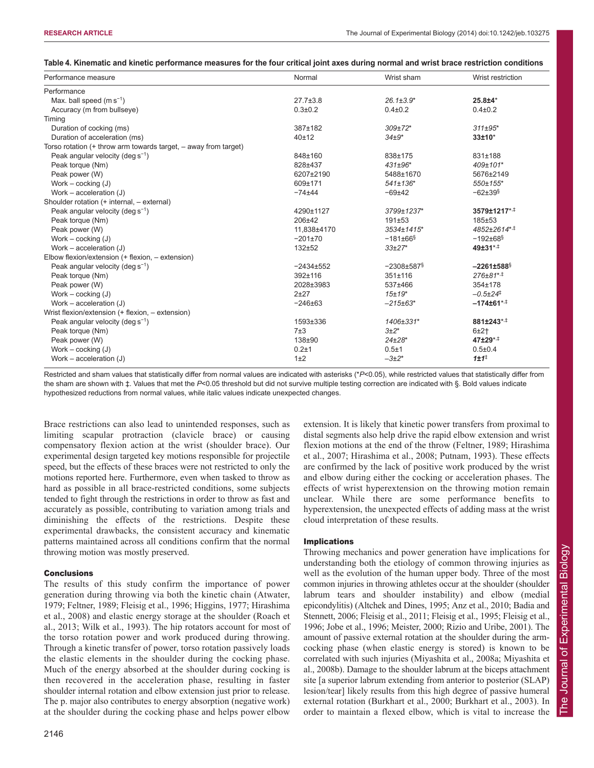**Table 4. Kinematic and kinetic performance measures for the four critical joint axes during normal and wrist brace restriction conditions**

| Performance measure | Normal | Wrist sham | Wrist restriction |
|---|---|---|---|
| Performance | | | |
| Max. ball speed (m s$^{-1}$) | 27.7±3.8 | *26.1±3.9\** | **25.8±4**\* |
| Accuracy (m from bullseye) | 0.3±0.2 | 0.4±0.2 | 0.4±0.2 |
| Timing | | | |
| Duration of cocking (ms) | 387±182 | *309±72\** | *311±95\** |
| Duration of acceleration (ms) | 40±12 | *34±9\** | **33±10**\* |
| Torso rotation (+ throw arm towards target, – away from target) | | | |
| Peak angular velocity (deg s$^{-1}$) | 848±160 | 838±175 | 831±188 |
| Peak torque (Nm) | 828±437 | *431±96\** | *409±101\** |
| Peak power (W) | 6207±2190 | 5488±1670 | 5676±2149 |
| Work – cocking (J) | 609±171 | *541±136\** | *550±155\** |
| Work – acceleration (J) | −74±44 | −69±42 | −62±39§ |
| Shoulder rotation (+ internal, – external) | | | |
| Peak angular velocity (deg s$^{-1}$) | 4290±1127 | *3799±1237\** | **3579±1217**\*,‡ |
| Peak torque (Nm) | 206±42 | 191±53 | 185±53 |
| Peak power (W) | 11,838±4170 | *3534±1415\** | *4852±2614\*,‡* |
| Work – cocking (J) | −201±70 | −181±66§ | −192±68§ |
| Work – acceleration (J) | 132±52 | *33±27\** | **49±31**\*,‡ |
| Elbow flexion/extension (+ flexion, – extension) | | | |
| Peak angular velocity (deg s$^{-1}$) | −2434±552 | −2308±587§ | **−2261±588**§ |
| Peak torque (Nm) | 392±116 | 351±116 | *276±81\*,‡* |
| Peak power (W) | 2028±3983 | 537±466 | 354±178 |
| Work – cocking (J) | 2±27 | *15±19\** | *−0.5±24‡* |
| Work – acceleration (J) | −246±63 | *−215±63\** | **−174±61**\*,‡ |
| Wrist flexion/extension (+ flexion, – extension) | | | |
| Peak angular velocity (deg s$^{-1}$) | 1593±336 | *1406±331\** | **881±243**\*,‡ |
| Peak torque (Nm) | 7±3 | *3±2\** | 6±2† |
| Peak power (W) | 138±90 | *24±28\** | **47±29**\*,‡ |
| Work – cocking (J) | 0.2±1 | 0.5±1 | 0.5±0.4 |
| Work – acceleration (J) | 1±2 | *−3±2\** | ***1±1***‡ |

Restricted and sham values that statistically differ from normal values are indicated with asterisks (\**P*<0.05), while restricted values that statistically differ from the sham are shown with ‡. Values that met the *P*<0.05 threshold but did not survive multiple testing correction are indicated with §. Bold values indicate hypothesized reductions from normal values, while italic values indicate unexpected changes.

Brace restrictions can also lead to unintended responses, such as limiting scapular protraction (clavicle brace) or causing compensatory flexion action at the wrist (shoulder brace). Our experimental design targeted key motions responsible for projectile speed, but the effects of these braces were not restricted to only the motions reported here. Furthermore, even when tasked to throw as hard as possible in all brace-restricted conditions, some subjects tended to fight through the restrictions in order to throw as fast and accurately as possible, contributing to variation among trials and diminishing the effects of the restrictions. Despite these experimental drawbacks, the consistent accuracy and kinematic patterns maintained across all conditions confirm that the normal throwing motion was mostly preserved.

### Conclusions

The results of this study confirm the importance of power generation during throwing via both the kinetic chain (Atwater, 1979; Feltner, 1989; Fleisig et al., 1996; Higgins, 1977; Hirashima et al., 2008) and elastic energy storage at the shoulder (Roach et al., 2013; Wilk et al., 1993). The hip rotators account for most of the torso rotation power and work produced during throwing. Through a kinetic transfer of power, torso rotation passively loads the elastic elements in the shoulder during the cocking phase. Much of the energy absorbed at the shoulder during cocking is then recovered in the acceleration phase, resulting in faster shoulder internal rotation and elbow extension just prior to release. The p. major also contributes to energy absorption (negative work) at the shoulder during the cocking phase and helps power elbow extension. It is likely that kinetic power transfers from proximal to distal segments also help drive the rapid elbow extension and wrist flexion motions at the end of the throw (Feltner, 1989; Hirashima et al., 2007; Hirashima et al., 2008; Putnam, 1993). These effects are confirmed by the lack of positive work produced by the wrist and elbow during either the cocking or acceleration phases. The effects of wrist hyperextension on the throwing motion remain unclear. While there are some performance benefits to hyperextension, the unexpected effects of adding mass at the wrist cloud interpretation of these results.

### Implications

Throwing mechanics and power generation have implications for understanding both the etiology of common throwing injuries as well as the evolution of the human upper body. Three of the most common injuries in throwing athletes occur at the shoulder (shoulder labrum tears and shoulder instability) and elbow (medial epicondylitis) (Altchek and Dines, 1995; Anz et al., 2010; Badia and Stennett, 2006; Fleisig et al., 2011; Fleisig et al., 1995; Fleisig et al., 1996; Jobe et al., 1996; Meister, 2000; Rizio and Uribe, 2001). The amount of passive external rotation at the shoulder during the arm-cocking phase (when elastic energy is stored) is known to be correlated with such injuries (Miyashita et al., 2008a; Miyashita et al., 2008b). Damage to the shoulder labrum at the biceps attachment site [a superior labrum extending from anterior to posterior (SLAP) lesion/tear] likely results from this high degree of passive humeral external rotation (Burkhart et al., 2000; Burkhart et al., 2003). In order to maintain a flexed elbow, which is vital to increase the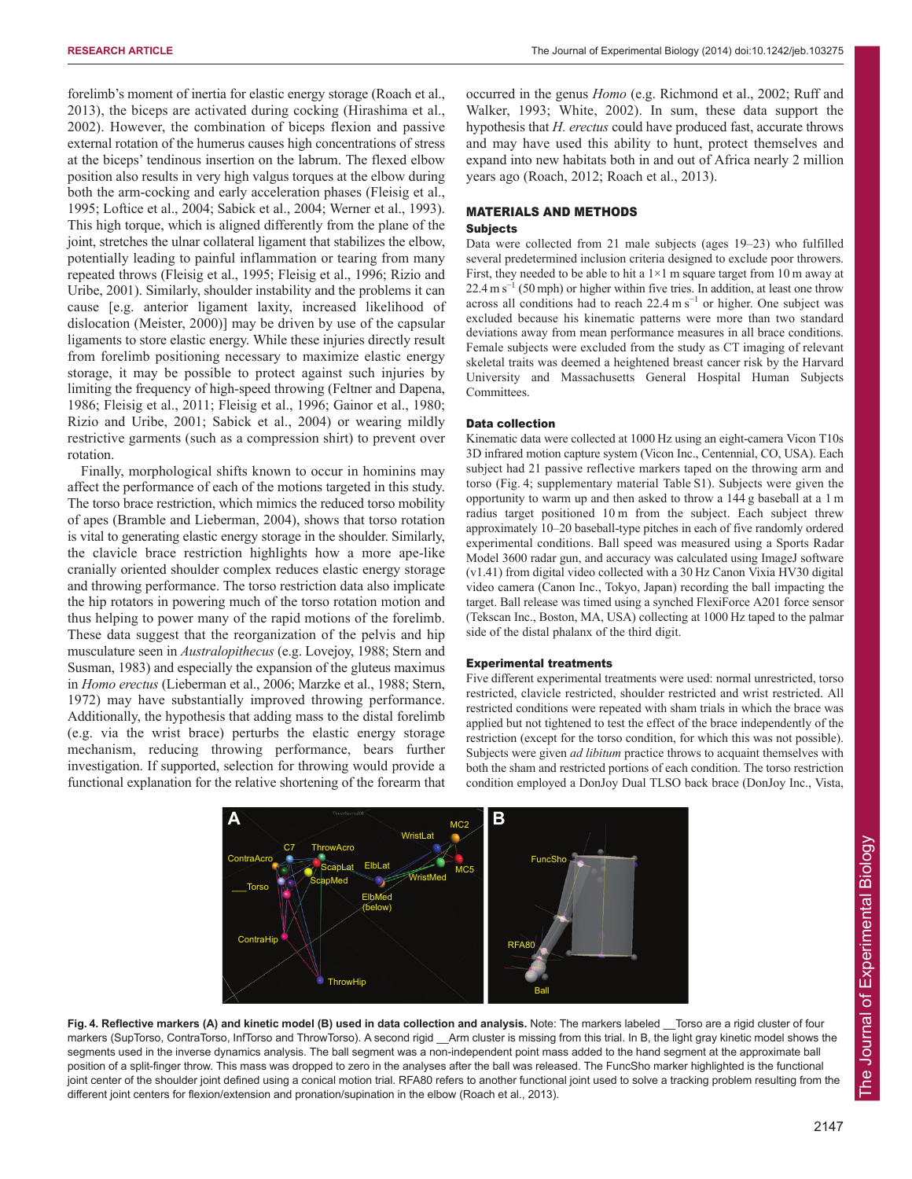forelimb's moment of inertia for elastic energy storage (Roach et al., 2013), the biceps are activated during cocking (Hirashima et al., 2002). However, the combination of biceps flexion and passive external rotation of the humerus causes high concentrations of stress at the biceps' tendinous insertion on the labrum. The flexed elbow position also results in very high valgus torques at the elbow during both the arm-cocking and early acceleration phases (Fleisig et al., 1995; Loftice et al., 2004; Sabick et al., 2004; Werner et al., 1993). This high torque, which is aligned differently from the plane of the joint, stretches the ulnar collateral ligament that stabilizes the elbow, potentially leading to painful inflammation or tearing from many repeated throws (Fleisig et al., 1995; Fleisig et al., 1996; Rizio and Uribe, 2001). Similarly, shoulder instability and the problems it can cause [e.g. anterior ligament laxity, increased likelihood of dislocation (Meister, 2000)] may be driven by use of the capsular ligaments to store elastic energy. While these injuries directly result from forelimb positioning necessary to maximize elastic energy storage, it may be possible to protect against such injuries by limiting the frequency of high-speed throwing (Feltner and Dapena, 1986; Fleisig et al., 2011; Fleisig et al., 1996; Gainor et al., 1980; Rizio and Uribe, 2001; Sabick et al., 2004) or wearing mildly restrictive garments (such as a compression shirt) to prevent over rotation.

Finally, morphological shifts known to occur in hominins may affect the performance of each of the motions targeted in this study. The torso brace restriction, which mimics the reduced torso mobility of apes (Bramble and Lieberman, 2004), shows that torso rotation is vital to generating elastic energy storage in the shoulder. Similarly, the clavicle brace restriction highlights how a more ape-like cranially oriented shoulder complex reduces elastic energy storage and throwing performance. The torso restriction data also implicate the hip rotators in powering much of the torso rotation motion and thus helping to power many of the rapid motions of the forelimb. These data suggest that the reorganization of the pelvis and hip musculature seen in *Australopithecus* (e.g. Lovejoy, 1988; Stern and Susman, 1983) and especially the expansion of the gluteus maximus in *Homo erectus* (Lieberman et al., 2006; Marzke et al., 1988; Stern, 1972) may have substantially improved throwing performance. Additionally, the hypothesis that adding mass to the distal forelimb (e.g. via the wrist brace) perturbs the elastic energy storage mechanism, reducing throwing performance, bears further investigation. If supported, selection for throwing would provide a functional explanation for the relative shortening of the forearm that occurred in the genus *Homo* (e.g. Richmond et al., 2002; Ruff and Walker, 1993; White, 2002). In sum, these data support the hypothesis that *H. erectus* could have produced fast, accurate throws and may have used this ability to hunt, protect themselves and expand into new habitats both in and out of Africa nearly 2 million years ago (Roach, 2012; Roach et al., 2013).

## MATERIALS AND METHODS

### Subjects

Data were collected from 21 male subjects (ages 19–23) who fulfilled several predetermined inclusion criteria designed to exclude poor throwers. First, they needed to be able to hit a 1×1 m square target from 10 m away at 22.4 m s$^{-1}$ (50 mph) or higher within five tries. In addition, at least one throw across all conditions had to reach 22.4 m s$^{-1}$ or higher. One subject was excluded because his kinematic patterns were more than two standard deviations away from mean performance measures in all brace conditions. Female subjects were excluded from the study as CT imaging of relevant skeletal traits was deemed a heightened breast cancer risk by the Harvard University and Massachusetts General Hospital Human Subjects Committees.

### Data collection

Kinematic data were collected at 1000 Hz using an eight-camera Vicon T10s 3D infrared motion capture system (Vicon Inc., Centennial, CO, USA). Each subject had 21 passive reflective markers taped on the throwing arm and torso (Fig. 4; supplementary material Table S1). Subjects were given the opportunity to warm up and then asked to throw a 144 g baseball at a 1 m radius target positioned 10 m from the subject. Each subject threw approximately 10–20 baseball-type pitches in each of five randomly ordered experimental conditions. Ball speed was measured using a Sports Radar Model 3600 radar gun, and accuracy was calculated using ImageJ software (v1.41) from digital video collected with a 30 Hz Canon Vixia HV30 digital video camera (Canon Inc., Tokyo, Japan) recording the ball impacting the target. Ball release was timed using a synched FlexiForce A201 force sensor (Tekscan Inc., Boston, MA, USA) collecting at 1000 Hz taped to the palmar side of the distal phalanx of the third digit.

### Experimental treatments

Five different experimental treatments were used: normal unrestricted, torso restricted, clavicle restricted, shoulder restricted and wrist restricted. All restricted conditions were repeated with sham trials in which the brace was applied but not tightened to test the effect of the brace independently of the restriction (except for the torso condition, for which this was not possible). Subjects were given *ad libitum* practice throws to acquaint themselves with both the sham and restricted portions of each condition. The torso restriction condition employed a DonJoy Dual TLSO back brace (DonJoy Inc., Vista,

**Fig. 4. Reflective markers (A) and kinetic model (B) used in data collection and analysis.** Note: The markers labeled __Torso are a rigid cluster of four markers (SupTorso, ContraTorso, InfTorso and ThrowTorso). A second rigid __Arm cluster is missing from this trial. In B, the light gray kinetic model shows the segments used in the inverse dynamics analysis. The ball segment was a non-independent point mass added to the hand segment at the approximate ball position of a split-finger throw. This mass was dropped to zero in the analyses after the ball was released. The FuncSho marker highlighted is the functional joint center of the shoulder joint defined using a conical motion trial. RFA80 refers to another functional joint used to solve a tracking problem resulting from the different joint centers for flexion/extension and pronation/supination in the elbow (Roach et al., 2013).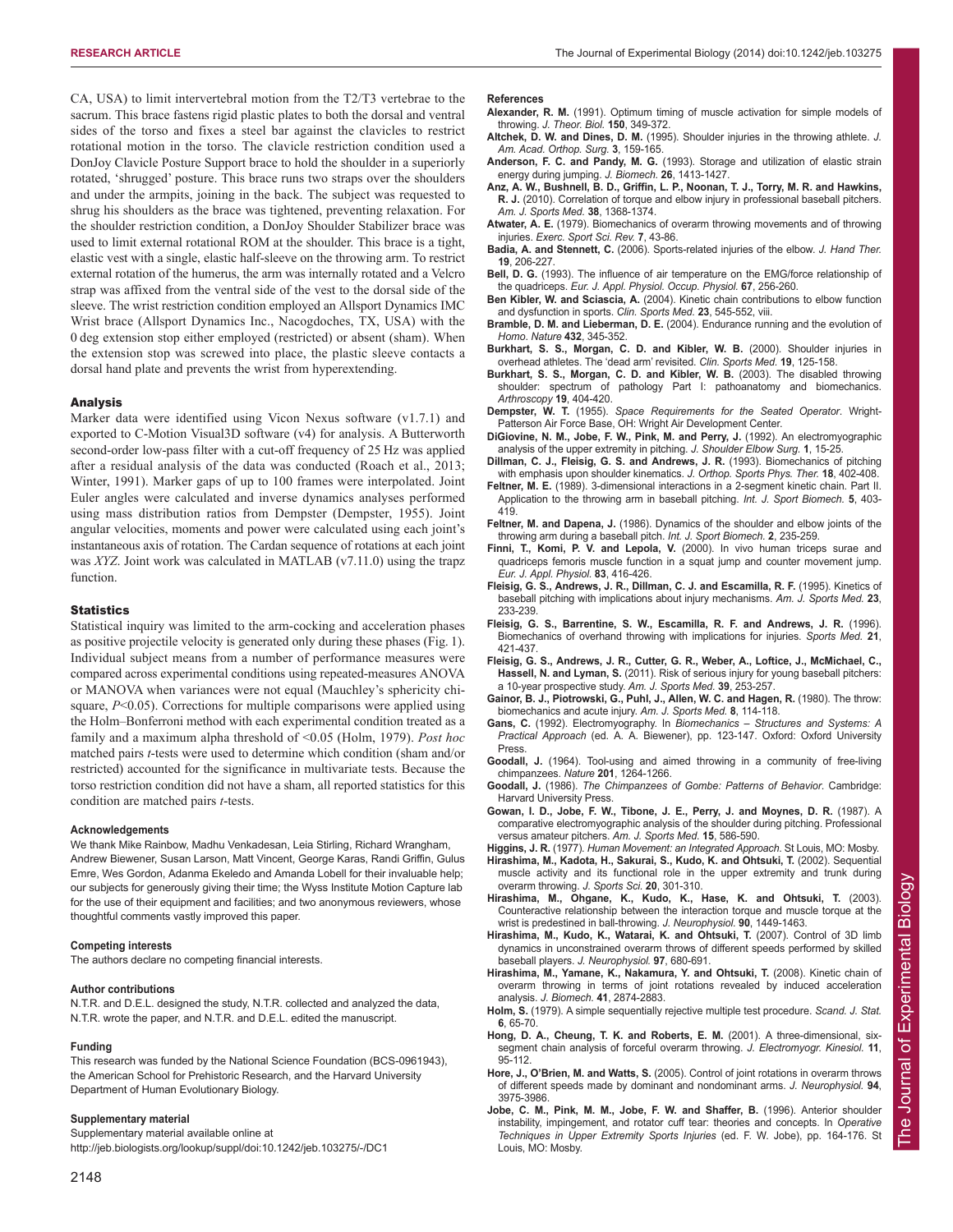CA, USA) to limit intervertebral motion from the T2/T3 vertebrae to the sacrum. This brace fastens rigid plastic plates to both the dorsal and ventral sides of the torso and fixes a steel bar against the clavicles to restrict rotational motion in the torso. The clavicle restriction condition used a DonJoy Clavicle Posture Support brace to hold the shoulder in a superiorly rotated, 'shrugged' posture. This brace runs two straps over the shoulders and under the armpits, joining in the back. The subject was requested to shrug his shoulders as the brace was tightened, preventing relaxation. For the shoulder restriction condition, a DonJoy Shoulder Stabilizer brace was used to limit external rotational ROM at the shoulder. This brace is a tight, elastic vest with a single, elastic half-sleeve on the throwing arm. To restrict external rotation of the humerus, the arm was internally rotated and a Velcro strap was affixed from the ventral side of the vest to the dorsal side of the sleeve. The wrist restriction condition employed an Allsport Dynamics IMC Wrist brace (Allsport Dynamics Inc., Nacogdoches, TX, USA) with the 0 deg extension stop either employed (restricted) or absent (sham). When the extension stop was screwed into place, the plastic sleeve contacts a dorsal hand plate and prevents the wrist from hyperextending.

### Analysis

Marker data were identified using Vicon Nexus software (v1.7.1) and exported to C-Motion Visual3D software (v4) for analysis. A Butterworth second-order low-pass filter with a cut-off frequency of 25 Hz was applied after a residual analysis of the data was conducted (Roach et al., 2013; Winter, 1991). Marker gaps of up to 100 frames were interpolated. Joint Euler angles were calculated and inverse dynamics analyses performed using mass distribution ratios from Dempster (Dempster, 1955). Joint angular velocities, moments and power were calculated using each joint's instantaneous axis of rotation. The Cardan sequence of rotations at each joint was *XYZ*. Joint work was calculated in MATLAB (v7.11.0) using the trapz function.

### Statistics

Statistical inquiry was limited to the arm-cocking and acceleration phases as positive projectile velocity is generated only during these phases (Fig. 1). Individual subject means from a number of performance measures were compared across experimental conditions using repeated-measures ANOVA or MANOVA when variances were not equal (Mauchley's sphericity chi-square, $P<0.05$). Corrections for multiple comparisons were applied using the Holm–Bonferroni method with each experimental condition treated as a family and a maximum alpha threshold of <0.05 (Holm, 1979). *Post hoc* matched pairs *t*-tests were used to determine which condition (sham and/or restricted) accounted for the significance in multivariate tests. Because the torso restriction condition did not have a sham, all reported statistics for this condition are matched pairs *t*-tests.

#### Acknowledgements

We thank Mike Rainbow, Madhu Venkadesan, Leia Stirling, Richard Wrangham, Andrew Biewener, Susan Larson, Matt Vincent, George Karas, Randi Griffin, Gulus Emre, Wes Gordon, Adanma Ekeledo and Amanda Lobell for their invaluable help; our subjects for generously giving their time; the Wyss Institute Motion Capture lab for the use of their equipment and facilities; and two anonymous reviewers, whose thoughtful comments vastly improved this paper.

#### Competing interests

The authors declare no competing financial interests.

#### Author contributions

N.T.R. and D.E.L. designed the study, N.T.R. collected and analyzed the data, N.T.R. wrote the paper, and N.T.R. and D.E.L. edited the manuscript.

#### Funding

This research was funded by the National Science Foundation (BCS-0961943), the American School for Prehistoric Research, and the Harvard University Department of Human Evolutionary Biology.

#### Supplementary material

Supplementary material available online at http://jeb.biologists.org/lookup/suppl/doi:10.1242/jeb.103275/-/DC1

#### References

**Alexander, R. M.** (1991). Optimum timing of muscle activation for simple models of throwing. *J. Theor. Biol.* **150**, 349-372.

**Altchek, D. W. and Dines, D. M.** (1995). Shoulder injuries in the throwing athlete. *J. Am. Acad. Orthop. Surg.* **3**, 159-165.

**Anderson, F. C. and Pandy, M. G.** (1993). Storage and utilization of elastic strain energy during jumping. *J. Biomech.* **26**, 1413-1427.

**Anz, A. W., Bushnell, B. D., Griffin, L. P., Noonan, T. J., Torry, M. R. and Hawkins, R. J.** (2010). Correlation of torque and elbow injury in professional baseball pitchers. *Am. J. Sports Med.* **38**, 1368-1374.

**Atwater, A. E.** (1979). Biomechanics of overarm throwing movements and of throwing injuries. *Exerc. Sport Sci. Rev.* **7**, 43-86.

**Badia, A. and Stennett, C.** (2006). Sports-related injuries of the elbow. *J. Hand Ther.* **19**, 206-227.

**Bell, D. G.** (1993). The influence of air temperature on the EMG/force relationship of the quadriceps. *Eur. J. Appl. Physiol. Occup. Physiol.* **67**, 256-260.

**Ben Kibler, W. and Sciascia, A.** (2004). Kinetic chain contributions to elbow function and dysfunction in sports. *Clin. Sports Med.* **23**, 545-552, viii.

**Bramble, D. M. and Lieberman, D. E.** (2004). Endurance running and the evolution of *Homo*. *Nature* **432**, 345-352.

**Burkhart, S. S., Morgan, C. D. and Kibler, W. B.** (2000). Shoulder injuries in overhead athletes. The 'dead arm' revisited. *Clin. Sports Med.* **19**, 125-158.

**Burkhart, S. S., Morgan, C. D. and Kibler, W. B.** (2003). The disabled throwing shoulder: spectrum of pathology Part I: pathoanatomy and biomechanics. *Arthroscopy* **19**, 404-420.

**Dempster, W. T.** (1955). *Space Requirements for the Seated Operator*. Wright-Patterson Air Force Base, OH: Wright Air Development Center.

**DiGiovine, N. M., Jobe, F. W., Pink, M. and Perry, J.** (1992). An electromyographic analysis of the upper extremity in pitching. *J. Shoulder Elbow Surg.* **1**, 15-25.

**Dillman, C. J., Fleisig, G. S. and Andrews, J. R.** (1993). Biomechanics of pitching with emphasis upon shoulder kinematics. *J. Orthop. Sports Phys. Ther.* **18**, 402-408.

**Feltner, M. E.** (1989). 3-dimensional interactions in a 2-segment kinetic chain. Part II. Application to the throwing arm in baseball pitching. *Int. J. Sport Biomech.* **5**, 403-419.

**Feltner, M. and Dapena, J.** (1986). Dynamics of the shoulder and elbow joints of the throwing arm during a baseball pitch. *Int. J. Sport Biomech.* **2**, 235-259.

**Finni, T., Komi, P. V. and Lepola, V.** (2000). In vivo human triceps surae and quadriceps femoris muscle function in a squat jump and counter movement jump. *Eur. J. Appl. Physiol.* **83**, 416-426.

**Fleisig, G. S., Andrews, J. R., Dillman, C. J. and Escamilla, R. F.** (1995). Kinetics of baseball pitching with implications about injury mechanisms. *Am. J. Sports Med.* **23**, 233-239.

**Fleisig, G. S., Barrentine, S. W., Escamilla, R. F. and Andrews, J. R.** (1996). Biomechanics of overhand throwing with implications for injuries. *Sports Med.* **21**, 421-437.

**Fleisig, G. S., Andrews, J. R., Cutter, G. R., Weber, A., Loftice, J., McMichael, C., Hassell, N. and Lyman, S.** (2011). Risk of serious injury for young baseball pitchers: a 10-year prospective study. *Am. J. Sports Med.* **39**, 253-257.

**Gainor, B. J., Piotrowski, G., Puhl, J., Allen, W. C. and Hagen, R.** (1980). The throw: biomechanics and acute injury. *Am. J. Sports Med.* **8**, 114-118.

**Gans, C.** (1992). Electromyography. In *Biomechanics – Structures and Systems: A Practical Approach* (ed. A. A. Biewener), pp. 123-147. Oxford: Oxford University Press.

**Goodall, J.** (1964). Tool-using and aimed throwing in a community of free-living chimpanzees. *Nature* **201**, 1264-1266.

**Goodall, J.** (1986). *The Chimpanzees of Gombe: Patterns of Behavior*. Cambridge: Harvard University Press.

**Gowan, I. D., Jobe, F. W., Tibone, J. E., Perry, J. and Moynes, D. R.** (1987). A comparative electromyographic analysis of the shoulder during pitching. Professional versus amateur pitchers. *Am. J. Sports Med.* **15**, 586-590.

**Higgins, J. R.** (1977). *Human Movement: an Integrated Approach*. St Louis, MO: Mosby.

**Hirashima, M., Kadota, H., Sakurai, S., Kudo, K. and Ohtsuki, T.** (2002). Sequential muscle activity and its functional role in the upper extremity and trunk during overarm throwing. *J. Sports Sci.* **20**, 301-310.

**Hirashima, M., Ohgane, K., Kudo, K., Hase, K. and Ohtsuki, T.** (2003). Counteractive relationship between the interaction torque and muscle torque at the wrist is predestined in ball-throwing. *J. Neurophysiol.* **90**, 1449-1463.

**Hirashima, M., Kudo, K., Watarai, K. and Ohtsuki, T.** (2007). Control of 3D limb dynamics in unconstrained overarm throws of different speeds performed by skilled baseball players. *J. Neurophysiol.* **97**, 680-691.

**Hirashima, M., Yamane, K., Nakamura, Y. and Ohtsuki, T.** (2008). Kinetic chain of overarm throwing in terms of joint rotations revealed by induced acceleration analysis. *J. Biomech.* **41**, 2874-2883.

**Holm, S.** (1979). A simple sequentially rejective multiple test procedure. *Scand. J. Stat.* **6**, 65-70.

**Hong, D. A., Cheung, T. K. and Roberts, E. M.** (2001). A three-dimensional, six-segment chain analysis of forceful overarm throwing. *J. Electromyogr. Kinesiol.* **11**, 95-112.

**Hore, J., O'Brien, M. and Watts, S.** (2005). Control of joint rotations in overarm throws of different speeds made by dominant and nondominant arms. *J. Neurophysiol.* **94**, 3975-3986.

**Jobe, C. M., Pink, M. M., Jobe, F. W. and Shaffer, B.** (1996). Anterior shoulder instability, impingement, and rotator cuff tear: theories and concepts. In *Operative Techniques in Upper Extremity Sports Injuries* (ed. F. W. Jobe), pp. 164-176. St Louis, MO: Mosby.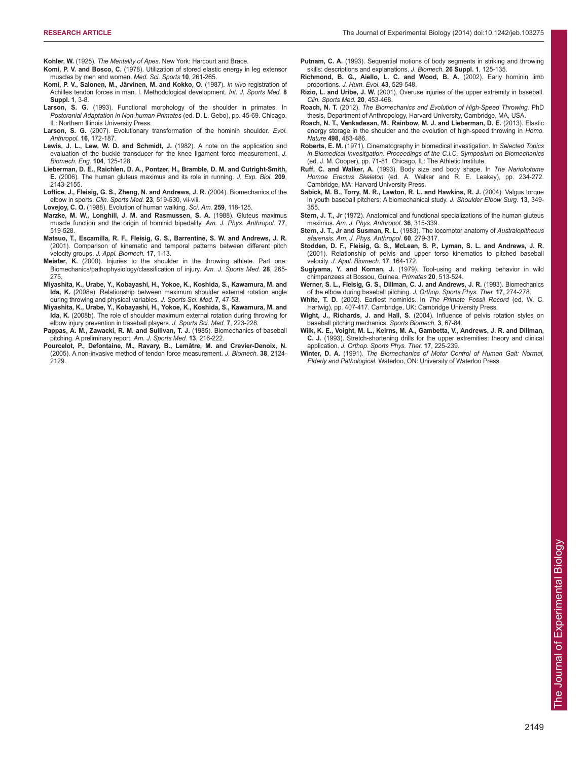**Kohler, W.** (1925). *The Mentality of Apes*. New York: Harcourt and Brace.

**Komi, P. V. and Bosco, C.** (1978). Utilization of stored elastic energy in leg extensor muscles by men and women. *Med. Sci. Sports* **10**, 261-265.

**Komi, P. V., Salonen, M., Järvinen, M. and Kokko, O.** (1987). *In vivo* registration of Achilles tendon forces in man. I. Methodological development. *Int. J. Sports Med.* **8 Suppl. 1**, 3-8.

**Larson, S. G.** (1993). Functional morphology of the shoulder in primates. In *Postcranial Adaptation in Non-human Primates* (ed. D. L. Gebo), pp. 45-69. Chicago, IL: Northern Illinois University Press.

**Larson, S. G.** (2007). Evolutionary transformation of the hominin shoulder. *Evol. Anthropol.* **16**, 172-187.

**Lewis, J. L., Lew, W. D. and Schmidt, J.** (1982). A note on the application and evaluation of the buckle transducer for the knee ligament force measurement. *J. Biomech. Eng.* **104**, 125-128.

**Lieberman, D. E., Raichlen, D. A., Pontzer, H., Bramble, D. M. and Cutright-Smith, E.** (2006). The human gluteus maximus and its role in running. *J. Exp. Biol.* **209**, 2143-2155.

**Loftice, J., Fleisig, G. S., Zheng, N. and Andrews, J. R.** (2004). Biomechanics of the elbow in sports. *Clin. Sports Med.* **23**, 519-530, vii-viii.

**Lovejoy, C. O.** (1988). Evolution of human walking. *Sci. Am.* **259**, 118-125.

**Marzke, M. W., Longhill, J. M. and Rasmussen, S. A.** (1988). Gluteus maximus muscle function and the origin of hominid bipedality. *Am. J. Phys. Anthropol.* **77**, 519-528.

**Matsuo, T., Escamilla, R. F., Fleisig, G. S., Barrentine, S. W. and Andrews, J. R.** (2001). Comparison of kinematic and temporal patterns between different pitch velocity groups. *J. Appl. Biomech.* **17**, 1-13.

**Meister, K.** (2000). Injuries to the shoulder in the throwing athlete. Part one: Biomechanics/pathophysiology/classification of injury. *Am. J. Sports Med.* **28**, 265-275.

**Miyashita, K., Urabe, Y., Kobayashi, H., Yokoe, K., Koshida, S., Kawamura, M. and Ida, K.** (2008a). Relationship between maximum shoulder external rotation angle during throwing and physical variables. *J. Sports Sci. Med.* **7**, 47-53.

**Miyashita, K., Urabe, Y., Kobayashi, H., Yokoe, K., Koshida, S., Kawamura, M. and Ida, K.** (2008b). The role of shoulder maximum external rotation during throwing for elbow injury prevention in baseball players. *J. Sports Sci. Med.* **7**, 223-228.

**Pappas, A. M., Zawacki, R. M. and Sullivan, T. J.** (1985). Biomechanics of baseball pitching. A preliminary report. *Am. J. Sports Med.* **13**, 216-222.

**Pourcelot, P., Defontaine, M., Ravary, B., Lemâtre, M. and Crevier-Denoix, N.** (2005). A non-invasive method of tendon force measurement. *J. Biomech.* **38**, 2124-2129.

**Putnam, C. A.** (1993). Sequential motions of body segments in striking and throwing skills: descriptions and explanations. *J. Biomech.* **26 Suppl. 1**, 125-135.

**Richmond, B. G., Aiello, L. C. and Wood, B. A.** (2002). Early hominin limb proportions. *J. Hum. Evol.* **43**, 529-548.

**Rizio, L. and Uribe, J. W.** (2001). Overuse injuries of the upper extremity in baseball. *Clin. Sports Med.* **20**, 453-468.

**Roach, N. T.** (2012). *The Biomechanics and Evolution of High-Speed Throwing*. PhD thesis, Department of Anthropology, Harvard University, Cambridge, MA, USA.

**Roach, N. T., Venkadesan, M., Rainbow, M. J. and Lieberman, D. E.** (2013). Elastic energy storage in the shoulder and the evolution of high-speed throwing in *Homo*. *Nature* **498**, 483-486.

**Roberts, E. M.** (1971). Cinematography in biomedical investigation. In *Selected Topics in Biomedical Inveistgation. Proceedings of the C.I.C. Symposium on Biomechanics* (ed. J. M. Cooper), pp. 71-81. Chicago, IL: The Athletic Institute.

**Ruff, C. and Walker, A.** (1993). Body size and body shape. In *The Nariokotome Homoe Erectus Skeleton* (ed. A. Walker and R. E. Leakey), pp. 234-272. Cambridge, MA: Harvard University Press.

**Sabick, M. B., Torry, M. R., Lawton, R. L. and Hawkins, R. J.** (2004). Valgus torque in youth baseball pitchers: A biomechanical study. *J. Shoulder Elbow Surg.* **13**, 349-355.

**Stern, J. T., Jr** (1972). Anatomical and functional specializations of the human gluteus maximus. *Am. J. Phys. Anthropol.* **36**, 315-339.

**Stern, J. T., Jr and Susman, R. L.** (1983). The locomotor anatomy of *Australopithecus afarensis*. *Am. J. Phys. Anthropol.* **60**, 279-317.

**Stodden, D. F., Fleisig, G. S., McLean, S. P., Lyman, S. L. and Andrews, J. R.** (2001). Relationship of pelvis and upper torso kinematics to pitched baseball velocity. *J. Appl. Biomech.* **17**, 164-172.

**Sugiyama, Y. and Koman, J.** (1979). Tool-using and making behavior in wild chimpanzees at Bossou, Guinea. *Primates* **20**, 513-524.

**Werner, S. L., Fleisig, G. S., Dillman, C. J. and Andrews, J. R.** (1993). Biomechanics of the elbow during baseball pitching. *J. Orthop. Sports Phys. Ther.* **17**, 274-278.

**White, T. D.** (2002). Earliest hominids. In *The Primate Fossil Record* (ed. W. C. Hartwig), pp. 407-417. Cambridge, UK: Cambridge University Press.

**Wight, J., Richards, J. and Hall, S.** (2004). Influence of pelvis rotation styles on baseball pitching mechanics. *Sports Biomech.* **3**, 67-84.

**Wilk, K. E., Voight, M. L., Keirns, M. A., Gambetta, V., Andrews, J. R. and Dillman, C. J.** (1993). Stretch-shortening drills for the upper extremities: theory and clinical application. *J. Orthop. Sports Phys. Ther.* **17**, 225-239.

**Winter, D. A.** (1991). *The Biomechanics of Motor Control of Human Gait: Normal, Elderly and Pathological*. Waterloo, ON: University of Waterloo Press.